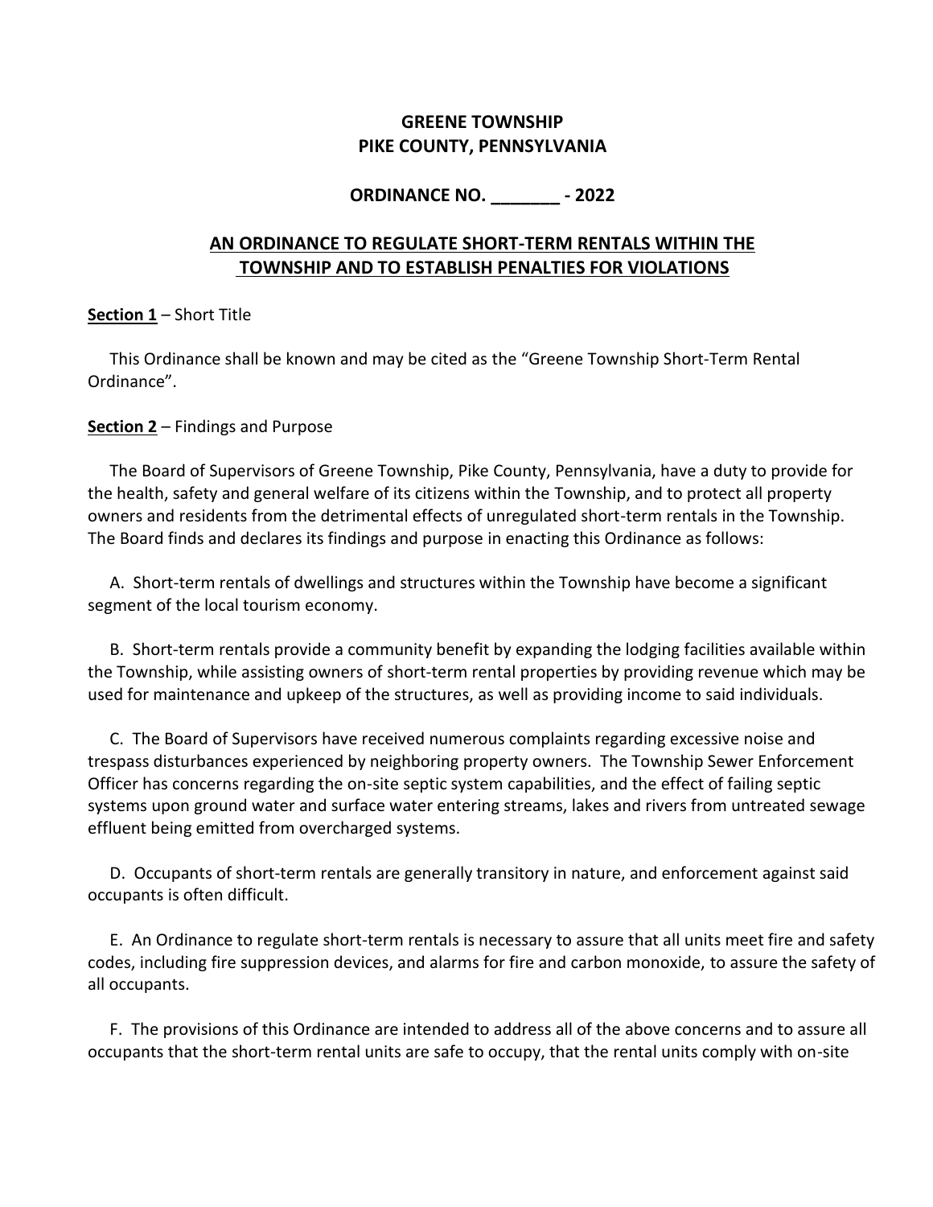# GREENE TOWNSHIP
# PIKE COUNTY, PENNSYLVANIA

## ORDINANCE NO. _______ - 2022

## AN ORDINANCE TO REGULATE SHORT-TERM RENTALS WITHIN THE TOWNSHIP AND TO ESTABLISH PENALTIES FOR VIOLATIONS

**Section 1** – Short Title

This Ordinance shall be known and may be cited as the "Greene Township Short-Term Rental Ordinance".

**Section 2** – Findings and Purpose

The Board of Supervisors of Greene Township, Pike County, Pennsylvania, have a duty to provide for the health, safety and general welfare of its citizens within the Township, and to protect all property owners and residents from the detrimental effects of unregulated short-term rentals in the Township. The Board finds and declares its findings and purpose in enacting this Ordinance as follows:

A. Short-term rentals of dwellings and structures within the Township have become a significant segment of the local tourism economy.

B. Short-term rentals provide a community benefit by expanding the lodging facilities available within the Township, while assisting owners of short-term rental properties by providing revenue which may be used for maintenance and upkeep of the structures, as well as providing income to said individuals.

C. The Board of Supervisors have received numerous complaints regarding excessive noise and trespass disturbances experienced by neighboring property owners. The Township Sewer Enforcement Officer has concerns regarding the on-site septic system capabilities, and the effect of failing septic systems upon ground water and surface water entering streams, lakes and rivers from untreated sewage effluent being emitted from overcharged systems.

D. Occupants of short-term rentals are generally transitory in nature, and enforcement against said occupants is often difficult.

E. An Ordinance to regulate short-term rentals is necessary to assure that all units meet fire and safety codes, including fire suppression devices, and alarms for fire and carbon monoxide, to assure the safety of all occupants.

F. The provisions of this Ordinance are intended to address all of the above concerns and to assure all occupants that the short-term rental units are safe to occupy, that the rental units comply with on-site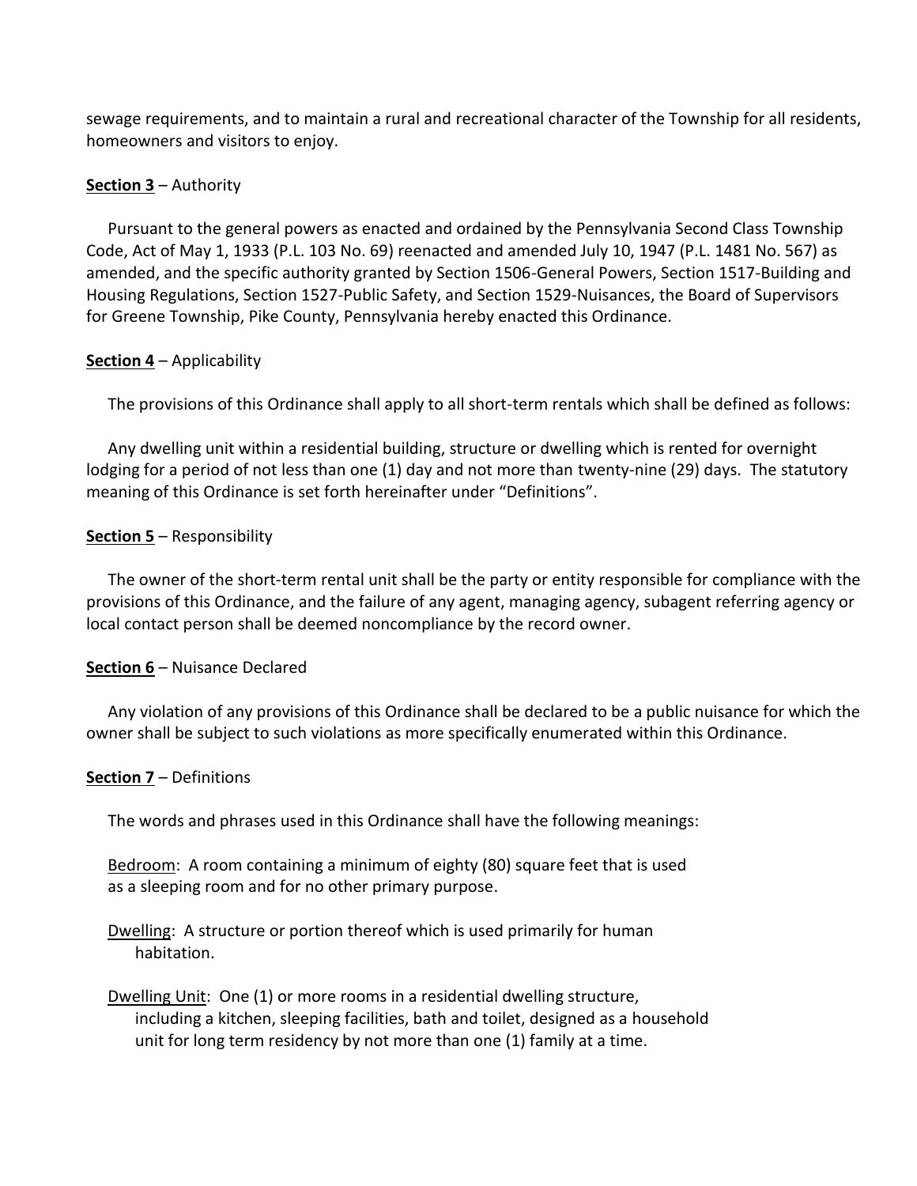sewage requirements, and to maintain a rural and recreational character of the Township for all residents, homeowners and visitors to enjoy.

**Section 3** – Authority

Pursuant to the general powers as enacted and ordained by the Pennsylvania Second Class Township Code, Act of May 1, 1933 (P.L. 103 No. 69) reenacted and amended July 10, 1947 (P.L. 1481 No. 567) as amended, and the specific authority granted by Section 1506-General Powers, Section 1517-Building and Housing Regulations, Section 1527-Public Safety, and Section 1529-Nuisances, the Board of Supervisors for Greene Township, Pike County, Pennsylvania hereby enacted this Ordinance.

**Section 4** – Applicability

The provisions of this Ordinance shall apply to all short-term rentals which shall be defined as follows:

Any dwelling unit within a residential building, structure or dwelling which is rented for overnight lodging for a period of not less than one (1) day and not more than twenty-nine (29) days. The statutory meaning of this Ordinance is set forth hereinafter under "Definitions".

**Section 5** – Responsibility

The owner of the short-term rental unit shall be the party or entity responsible for compliance with the provisions of this Ordinance, and the failure of any agent, managing agency, subagent referring agency or local contact person shall be deemed noncompliance by the record owner.

**Section 6** – Nuisance Declared

Any violation of any provisions of this Ordinance shall be declared to be a public nuisance for which the owner shall be subject to such violations as more specifically enumerated within this Ordinance.

**Section 7** – Definitions

The words and phrases used in this Ordinance shall have the following meanings:

Bedroom: A room containing a minimum of eighty (80) square feet that is used as a sleeping room and for no other primary purpose.

Dwelling: A structure or portion thereof which is used primarily for human habitation.

Dwelling Unit: One (1) or more rooms in a residential dwelling structure, including a kitchen, sleeping facilities, bath and toilet, designed as a household unit for long term residency by not more than one (1) family at a time.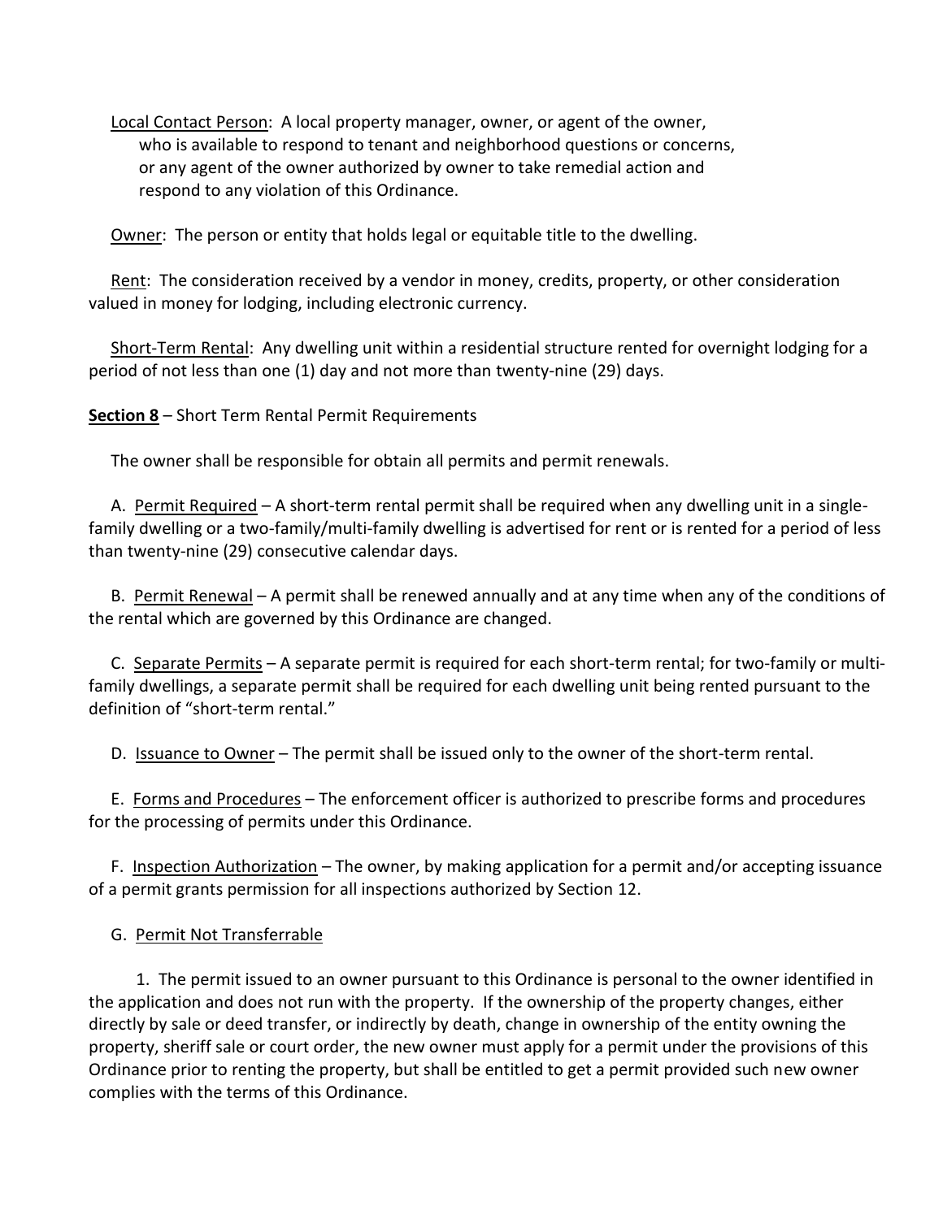<u>Local Contact Person</u>: A local property manager, owner, or agent of the owner, who is available to respond to tenant and neighborhood questions or concerns, or any agent of the owner authorized by owner to take remedial action and respond to any violation of this Ordinance.

<u>Owner</u>: The person or entity that holds legal or equitable title to the dwelling.

<u>Rent</u>: The consideration received by a vendor in money, credits, property, or other consideration valued in money for lodging, including electronic currency.

<u>Short-Term Rental</u>: Any dwelling unit within a residential structure rented for overnight lodging for a period of not less than one (1) day and not more than twenty-nine (29) days.

**Section 8** – Short Term Rental Permit Requirements

The owner shall be responsible for obtain all permits and permit renewals.

A. <u>Permit Required</u> – A short-term rental permit shall be required when any dwelling unit in a single-family dwelling or a two-family/multi-family dwelling is advertised for rent or is rented for a period of less than twenty-nine (29) consecutive calendar days.

B. <u>Permit Renewal</u> – A permit shall be renewed annually and at any time when any of the conditions of the rental which are governed by this Ordinance are changed.

C. <u>Separate Permits</u> – A separate permit is required for each short-term rental; for two-family or multi-family dwellings, a separate permit shall be required for each dwelling unit being rented pursuant to the definition of "short-term rental."

D. <u>Issuance to Owner</u> – The permit shall be issued only to the owner of the short-term rental.

E. <u>Forms and Procedures</u> – The enforcement officer is authorized to prescribe forms and procedures for the processing of permits under this Ordinance.

F. <u>Inspection Authorization</u> – The owner, by making application for a permit and/or accepting issuance of a permit grants permission for all inspections authorized by Section 12.

G. <u>Permit Not Transferrable</u>

1. The permit issued to an owner pursuant to this Ordinance is personal to the owner identified in the application and does not run with the property. If the ownership of the property changes, either directly by sale or deed transfer, or indirectly by death, change in ownership of the entity owning the property, sheriff sale or court order, the new owner must apply for a permit under the provisions of this Ordinance prior to renting the property, but shall be entitled to get a permit provided such new owner complies with the terms of this Ordinance.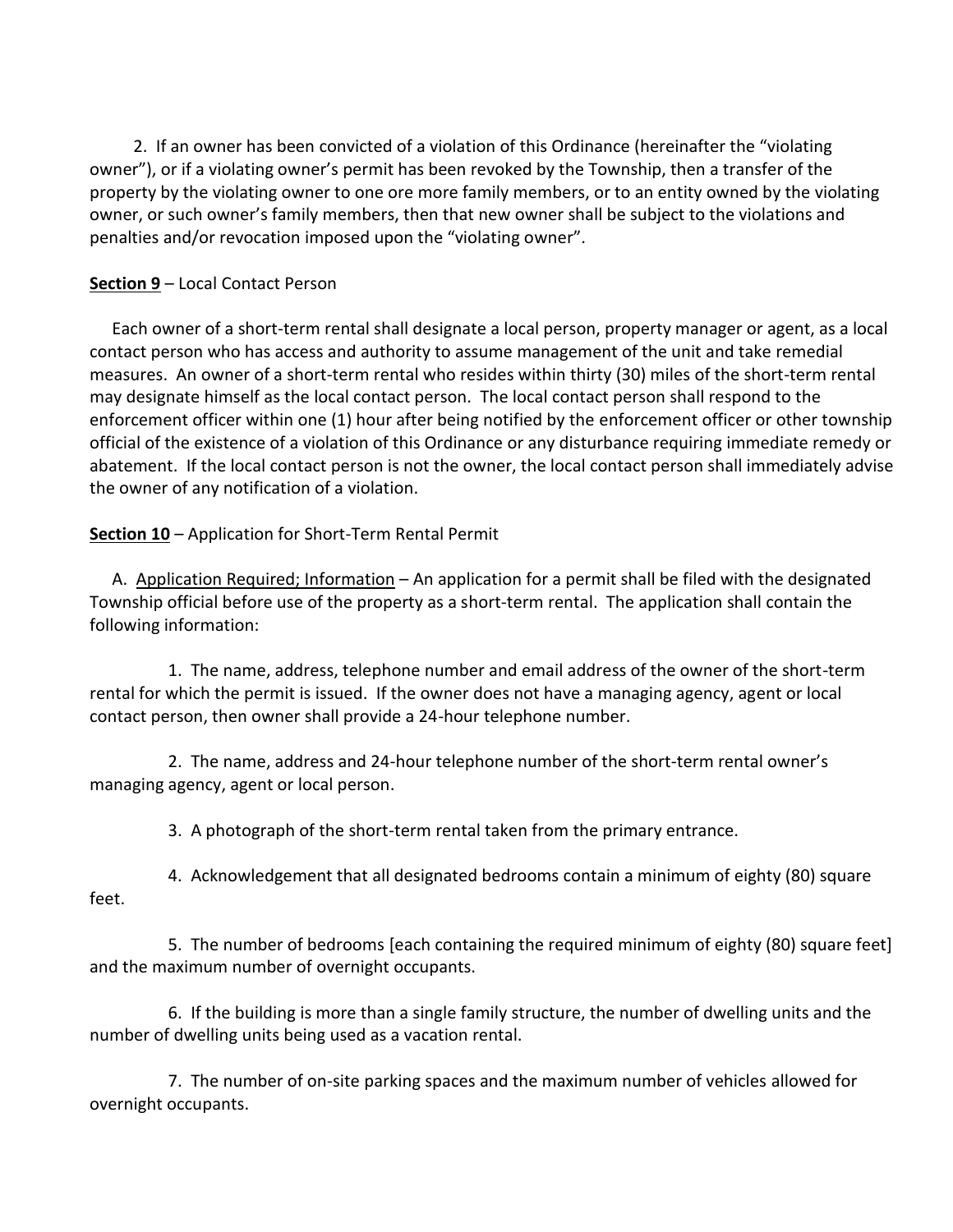2. If an owner has been convicted of a violation of this Ordinance (hereinafter the "violating owner"), or if a violating owner's permit has been revoked by the Township, then a transfer of the property by the violating owner to one ore more family members, or to an entity owned by the violating owner, or such owner's family members, then that new owner shall be subject to the violations and penalties and/or revocation imposed upon the "violating owner".

**Section 9** – Local Contact Person

Each owner of a short-term rental shall designate a local person, property manager or agent, as a local contact person who has access and authority to assume management of the unit and take remedial measures. An owner of a short-term rental who resides within thirty (30) miles of the short-term rental may designate himself as the local contact person. The local contact person shall respond to the enforcement officer within one (1) hour after being notified by the enforcement officer or other township official of the existence of a violation of this Ordinance or any disturbance requiring immediate remedy or abatement. If the local contact person is not the owner, the local contact person shall immediately advise the owner of any notification of a violation.

**Section 10** – Application for Short-Term Rental Permit

A. Application Required; Information – An application for a permit shall be filed with the designated Township official before use of the property as a short-term rental. The application shall contain the following information:

1. The name, address, telephone number and email address of the owner of the short-term rental for which the permit is issued. If the owner does not have a managing agency, agent or local contact person, then owner shall provide a 24-hour telephone number.

2. The name, address and 24-hour telephone number of the short-term rental owner's managing agency, agent or local person.

3. A photograph of the short-term rental taken from the primary entrance.

4. Acknowledgement that all designated bedrooms contain a minimum of eighty (80) square feet.

5. The number of bedrooms [each containing the required minimum of eighty (80) square feet] and the maximum number of overnight occupants.

6. If the building is more than a single family structure, the number of dwelling units and the number of dwelling units being used as a vacation rental.

7. The number of on-site parking spaces and the maximum number of vehicles allowed for overnight occupants.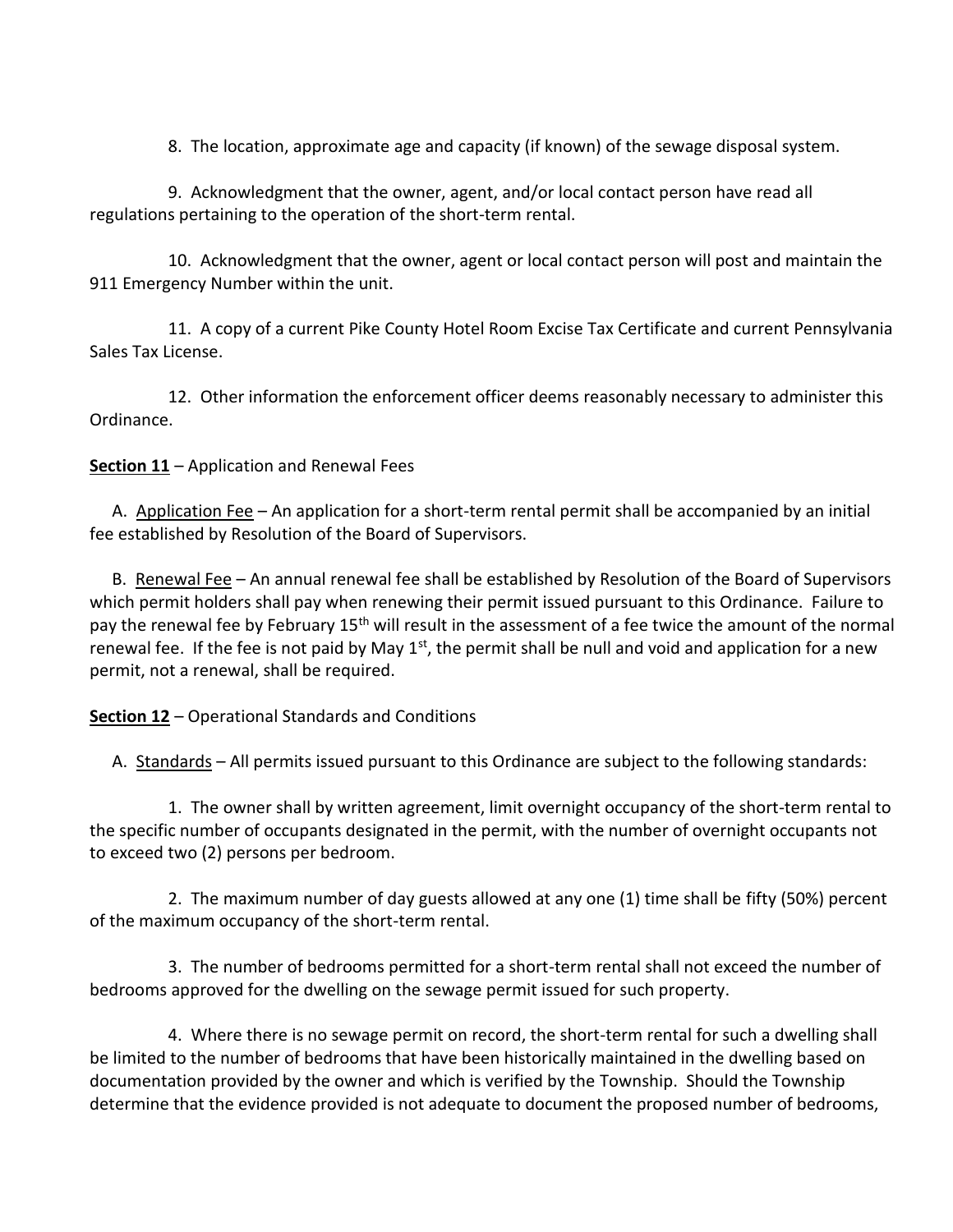8. The location, approximate age and capacity (if known) of the sewage disposal system.

9. Acknowledgment that the owner, agent, and/or local contact person have read all regulations pertaining to the operation of the short-term rental.

10. Acknowledgment that the owner, agent or local contact person will post and maintain the 911 Emergency Number within the unit.

11. A copy of a current Pike County Hotel Room Excise Tax Certificate and current Pennsylvania Sales Tax License.

12. Other information the enforcement officer deems reasonably necessary to administer this Ordinance.

**Section 11** – Application and Renewal Fees

A. Application Fee – An application for a short-term rental permit shall be accompanied by an initial fee established by Resolution of the Board of Supervisors.

B. Renewal Fee – An annual renewal fee shall be established by Resolution of the Board of Supervisors which permit holders shall pay when renewing their permit issued pursuant to this Ordinance. Failure to pay the renewal fee by February 15th will result in the assessment of a fee twice the amount of the normal renewal fee. If the fee is not paid by May 1st, the permit shall be null and void and application for a new permit, not a renewal, shall be required.

**Section 12** – Operational Standards and Conditions

A. Standards – All permits issued pursuant to this Ordinance are subject to the following standards:

1. The owner shall by written agreement, limit overnight occupancy of the short-term rental to the specific number of occupants designated in the permit, with the number of overnight occupants not to exceed two (2) persons per bedroom.

2. The maximum number of day guests allowed at any one (1) time shall be fifty (50%) percent of the maximum occupancy of the short-term rental.

3. The number of bedrooms permitted for a short-term rental shall not exceed the number of bedrooms approved for the dwelling on the sewage permit issued for such property.

4. Where there is no sewage permit on record, the short-term rental for such a dwelling shall be limited to the number of bedrooms that have been historically maintained in the dwelling based on documentation provided by the owner and which is verified by the Township. Should the Township determine that the evidence provided is not adequate to document the proposed number of bedrooms,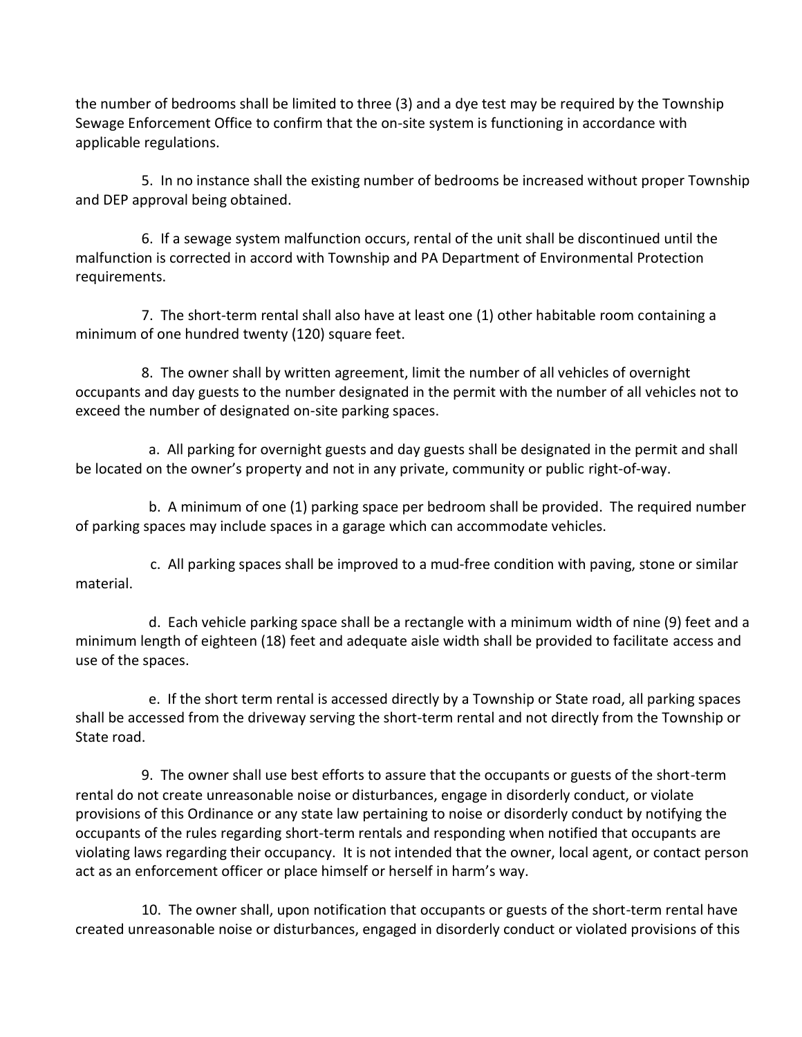the number of bedrooms shall be limited to three (3) and a dye test may be required by the Township Sewage Enforcement Office to confirm that the on-site system is functioning in accordance with applicable regulations.

5. In no instance shall the existing number of bedrooms be increased without proper Township and DEP approval being obtained.

6. If a sewage system malfunction occurs, rental of the unit shall be discontinued until the malfunction is corrected in accord with Township and PA Department of Environmental Protection requirements.

7. The short-term rental shall also have at least one (1) other habitable room containing a minimum of one hundred twenty (120) square feet.

8. The owner shall by written agreement, limit the number of all vehicles of overnight occupants and day guests to the number designated in the permit with the number of all vehicles not to exceed the number of designated on-site parking spaces.

a. All parking for overnight guests and day guests shall be designated in the permit and shall be located on the owner's property and not in any private, community or public right-of-way.

b. A minimum of one (1) parking space per bedroom shall be provided. The required number of parking spaces may include spaces in a garage which can accommodate vehicles.

c. All parking spaces shall be improved to a mud-free condition with paving, stone or similar material.

d. Each vehicle parking space shall be a rectangle with a minimum width of nine (9) feet and a minimum length of eighteen (18) feet and adequate aisle width shall be provided to facilitate access and use of the spaces.

e. If the short term rental is accessed directly by a Township or State road, all parking spaces shall be accessed from the driveway serving the short-term rental and not directly from the Township or State road.

9. The owner shall use best efforts to assure that the occupants or guests of the short-term rental do not create unreasonable noise or disturbances, engage in disorderly conduct, or violate provisions of this Ordinance or any state law pertaining to noise or disorderly conduct by notifying the occupants of the rules regarding short-term rentals and responding when notified that occupants are violating laws regarding their occupancy. It is not intended that the owner, local agent, or contact person act as an enforcement officer or place himself or herself in harm's way.

10. The owner shall, upon notification that occupants or guests of the short-term rental have created unreasonable noise or disturbances, engaged in disorderly conduct or violated provisions of this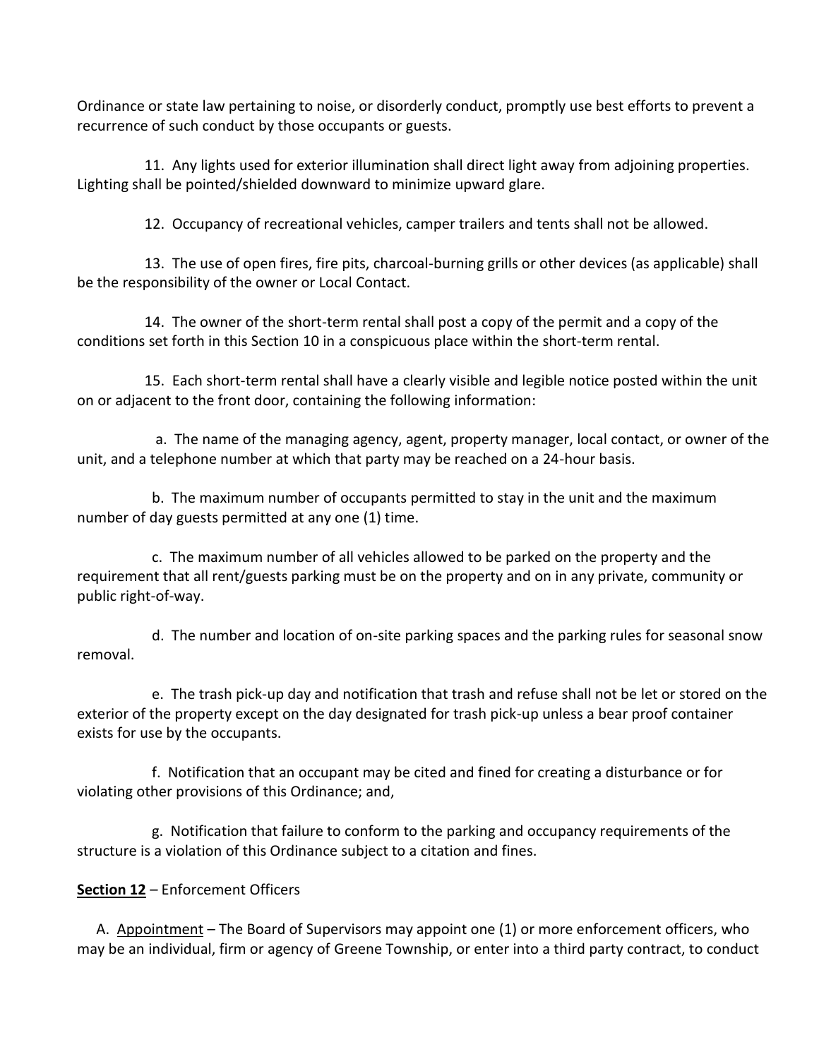Ordinance or state law pertaining to noise, or disorderly conduct, promptly use best efforts to prevent a recurrence of such conduct by those occupants or guests.

11. Any lights used for exterior illumination shall direct light away from adjoining properties. Lighting shall be pointed/shielded downward to minimize upward glare.

12. Occupancy of recreational vehicles, camper trailers and tents shall not be allowed.

13. The use of open fires, fire pits, charcoal-burning grills or other devices (as applicable) shall be the responsibility of the owner or Local Contact.

14. The owner of the short-term rental shall post a copy of the permit and a copy of the conditions set forth in this Section 10 in a conspicuous place within the short-term rental.

15. Each short-term rental shall have a clearly visible and legible notice posted within the unit on or adjacent to the front door, containing the following information:

a. The name of the managing agency, agent, property manager, local contact, or owner of the unit, and a telephone number at which that party may be reached on a 24-hour basis.

b. The maximum number of occupants permitted to stay in the unit and the maximum number of day guests permitted at any one (1) time.

c. The maximum number of all vehicles allowed to be parked on the property and the requirement that all rent/guests parking must be on the property and on in any private, community or public right-of-way.

d. The number and location of on-site parking spaces and the parking rules for seasonal snow removal.

e. The trash pick-up day and notification that trash and refuse shall not be let or stored on the exterior of the property except on the day designated for trash pick-up unless a bear proof container exists for use by the occupants.

f. Notification that an occupant may be cited and fined for creating a disturbance or for violating other provisions of this Ordinance; and,

g. Notification that failure to conform to the parking and occupancy requirements of the structure is a violation of this Ordinance subject to a citation and fines.

**<u>Section 12</u>** – Enforcement Officers

A. <u>Appointment</u> – The Board of Supervisors may appoint one (1) or more enforcement officers, who may be an individual, firm or agency of Greene Township, or enter into a third party contract, to conduct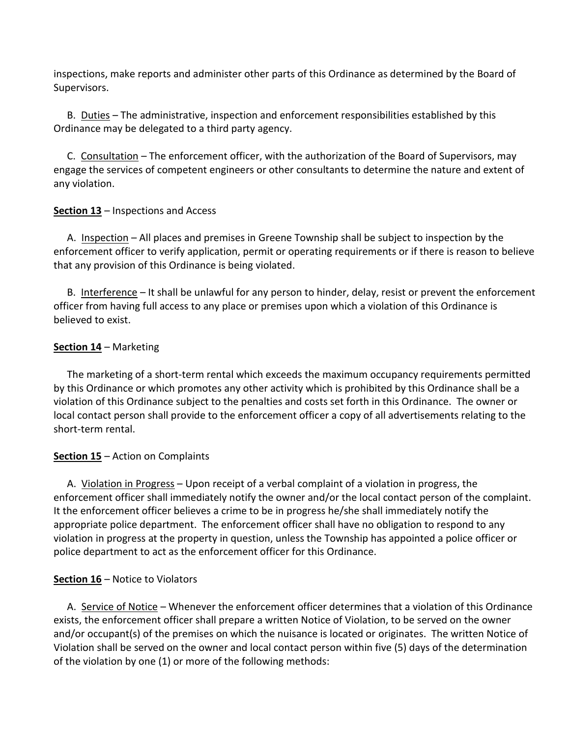inspections, make reports and administer other parts of this Ordinance as determined by the Board of Supervisors.

B. <u>Duties</u> – The administrative, inspection and enforcement responsibilities established by this Ordinance may be delegated to a third party agency.

C. <u>Consultation</u> – The enforcement officer, with the authorization of the Board of Supervisors, may engage the services of competent engineers or other consultants to determine the nature and extent of any violation.

**<u>Section 13</u>** – Inspections and Access

A. <u>Inspection</u> – All places and premises in Greene Township shall be subject to inspection by the enforcement officer to verify application, permit or operating requirements or if there is reason to believe that any provision of this Ordinance is being violated.

B. <u>Interference</u> – It shall be unlawful for any person to hinder, delay, resist or prevent the enforcement officer from having full access to any place or premises upon which a violation of this Ordinance is believed to exist.

**<u>Section 14</u>** – Marketing

The marketing of a short-term rental which exceeds the maximum occupancy requirements permitted by this Ordinance or which promotes any other activity which is prohibited by this Ordinance shall be a violation of this Ordinance subject to the penalties and costs set forth in this Ordinance. The owner or local contact person shall provide to the enforcement officer a copy of all advertisements relating to the short-term rental.

**<u>Section 15</u>** – Action on Complaints

A. <u>Violation in Progress</u> – Upon receipt of a verbal complaint of a violation in progress, the enforcement officer shall immediately notify the owner and/or the local contact person of the complaint. It the enforcement officer believes a crime to be in progress he/she shall immediately notify the appropriate police department. The enforcement officer shall have no obligation to respond to any violation in progress at the property in question, unless the Township has appointed a police officer or police department to act as the enforcement officer for this Ordinance.

**<u>Section 16</u>** – Notice to Violators

A. <u>Service of Notice</u> – Whenever the enforcement officer determines that a violation of this Ordinance exists, the enforcement officer shall prepare a written Notice of Violation, to be served on the owner and/or occupant(s) of the premises on which the nuisance is located or originates. The written Notice of Violation shall be served on the owner and local contact person within five (5) days of the determination of the violation by one (1) or more of the following methods: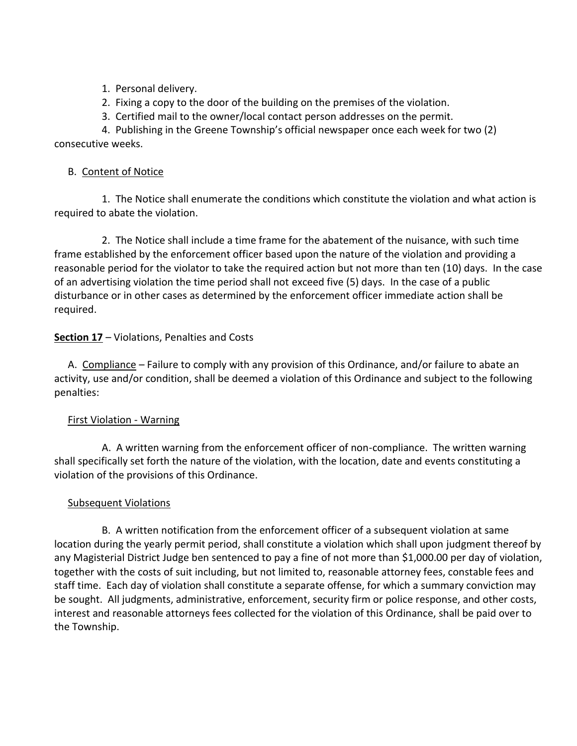1. Personal delivery.
2. Fixing a copy to the door of the building on the premises of the violation.
3. Certified mail to the owner/local contact person addresses on the permit.
4. Publishing in the Greene Township's official newspaper once each week for two (2) consecutive weeks.

B. Content of Notice

1. The Notice shall enumerate the conditions which constitute the violation and what action is required to abate the violation.

2. The Notice shall include a time frame for the abatement of the nuisance, with such time frame established by the enforcement officer based upon the nature of the violation and providing a reasonable period for the violator to take the required action but not more than ten (10) days. In the case of an advertising violation the time period shall not exceed five (5) days. In the case of a public disturbance or in other cases as determined by the enforcement officer immediate action shall be required.

**Section 17** – Violations, Penalties and Costs

A. Compliance – Failure to comply with any provision of this Ordinance, and/or failure to abate an activity, use and/or condition, shall be deemed a violation of this Ordinance and subject to the following penalties:

First Violation - Warning

A. A written warning from the enforcement officer of non-compliance. The written warning shall specifically set forth the nature of the violation, with the location, date and events constituting a violation of the provisions of this Ordinance.

Subsequent Violations

B. A written notification from the enforcement officer of a subsequent violation at same location during the yearly permit period, shall constitute a violation which shall upon judgment thereof by any Magisterial District Judge ben sentenced to pay a fine of not more than $1,000.00 per day of violation, together with the costs of suit including, but not limited to, reasonable attorney fees, constable fees and staff time. Each day of violation shall constitute a separate offense, for which a summary conviction may be sought. All judgments, administrative, enforcement, security firm or police response, and other costs, interest and reasonable attorneys fees collected for the violation of this Ordinance, shall be paid over to the Township.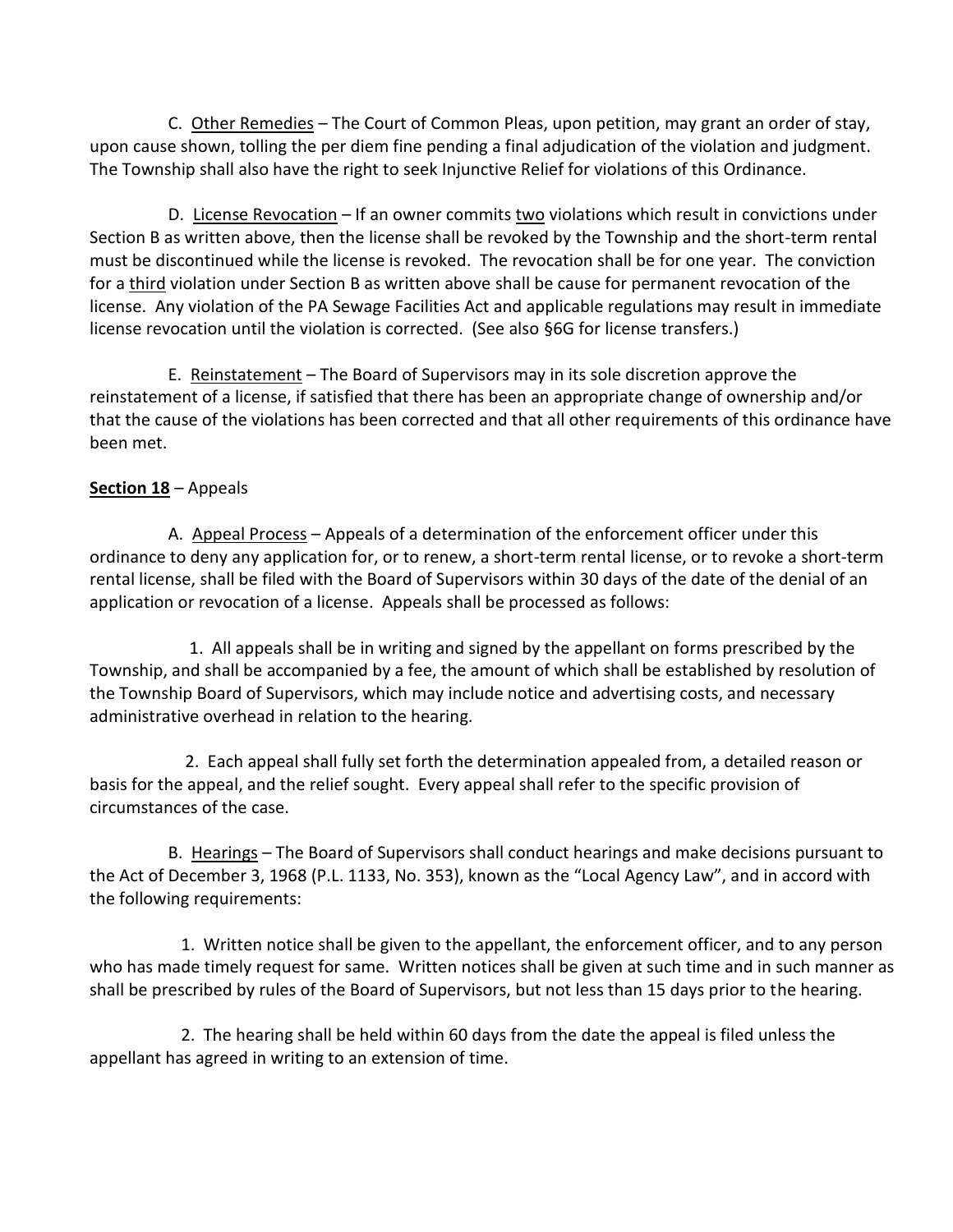C. Other Remedies – The Court of Common Pleas, upon petition, may grant an order of stay, upon cause shown, tolling the per diem fine pending a final adjudication of the violation and judgment. The Township shall also have the right to seek Injunctive Relief for violations of this Ordinance.

D. License Revocation – If an owner commits two violations which result in convictions under Section B as written above, then the license shall be revoked by the Township and the short-term rental must be discontinued while the license is revoked. The revocation shall be for one year. The conviction for a third violation under Section B as written above shall be cause for permanent revocation of the license. Any violation of the PA Sewage Facilities Act and applicable regulations may result in immediate license revocation until the violation is corrected. (See also §6G for license transfers.)

E. Reinstatement – The Board of Supervisors may in its sole discretion approve the reinstatement of a license, if satisfied that there has been an appropriate change of ownership and/or that the cause of the violations has been corrected and that all other requirements of this ordinance have been met.

**Section 18** – Appeals

A. Appeal Process – Appeals of a determination of the enforcement officer under this ordinance to deny any application for, or to renew, a short-term rental license, or to revoke a short-term rental license, shall be filed with the Board of Supervisors within 30 days of the date of the denial of an application or revocation of a license. Appeals shall be processed as follows:

1. All appeals shall be in writing and signed by the appellant on forms prescribed by the Township, and shall be accompanied by a fee, the amount of which shall be established by resolution of the Township Board of Supervisors, which may include notice and advertising costs, and necessary administrative overhead in relation to the hearing.

2. Each appeal shall fully set forth the determination appealed from, a detailed reason or basis for the appeal, and the relief sought. Every appeal shall refer to the specific provision of circumstances of the case.

B. Hearings – The Board of Supervisors shall conduct hearings and make decisions pursuant to the Act of December 3, 1968 (P.L. 1133, No. 353), known as the "Local Agency Law", and in accord with the following requirements:

1. Written notice shall be given to the appellant, the enforcement officer, and to any person who has made timely request for same. Written notices shall be given at such time and in such manner as shall be prescribed by rules of the Board of Supervisors, but not less than 15 days prior to the hearing.

2. The hearing shall be held within 60 days from the date the appeal is filed unless the appellant has agreed in writing to an extension of time.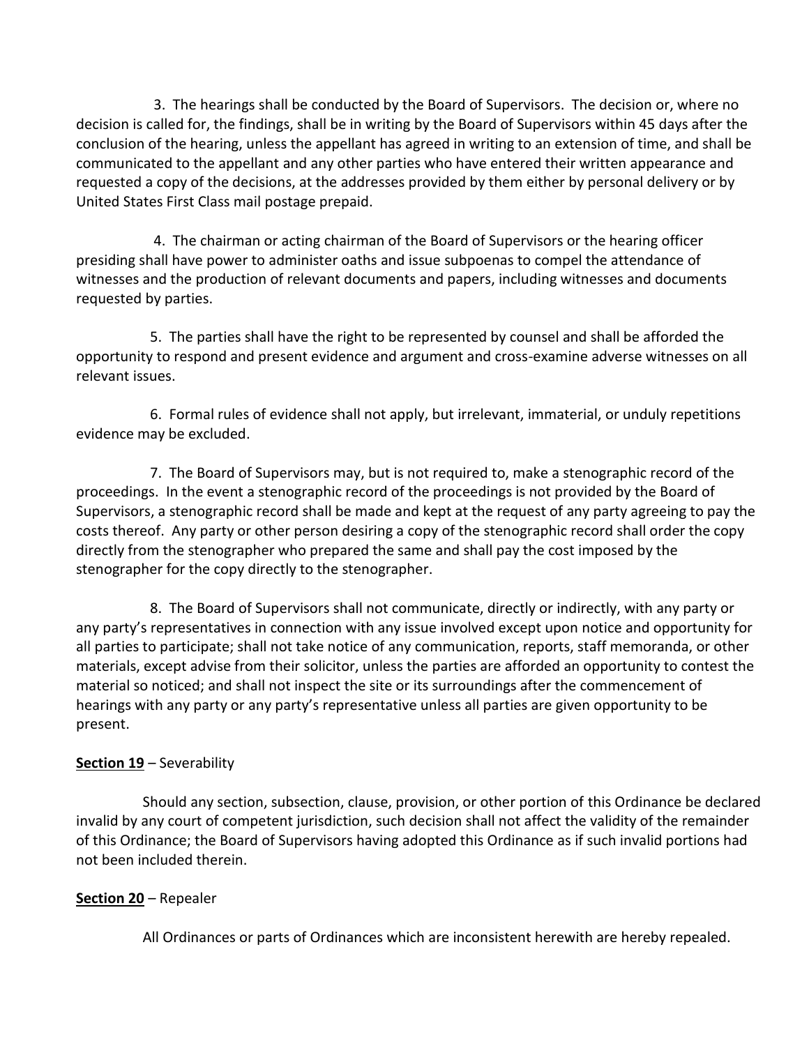3. The hearings shall be conducted by the Board of Supervisors. The decision or, where no decision is called for, the findings, shall be in writing by the Board of Supervisors within 45 days after the conclusion of the hearing, unless the appellant has agreed in writing to an extension of time, and shall be communicated to the appellant and any other parties who have entered their written appearance and requested a copy of the decisions, at the addresses provided by them either by personal delivery or by United States First Class mail postage prepaid.

4. The chairman or acting chairman of the Board of Supervisors or the hearing officer presiding shall have power to administer oaths and issue subpoenas to compel the attendance of witnesses and the production of relevant documents and papers, including witnesses and documents requested by parties.

5. The parties shall have the right to be represented by counsel and shall be afforded the opportunity to respond and present evidence and argument and cross-examine adverse witnesses on all relevant issues.

6. Formal rules of evidence shall not apply, but irrelevant, immaterial, or unduly repetitions evidence may be excluded.

7. The Board of Supervisors may, but is not required to, make a stenographic record of the proceedings. In the event a stenographic record of the proceedings is not provided by the Board of Supervisors, a stenographic record shall be made and kept at the request of any party agreeing to pay the costs thereof. Any party or other person desiring a copy of the stenographic record shall order the copy directly from the stenographer who prepared the same and shall pay the cost imposed by the stenographer for the copy directly to the stenographer.

8. The Board of Supervisors shall not communicate, directly or indirectly, with any party or any party's representatives in connection with any issue involved except upon notice and opportunity for all parties to participate; shall not take notice of any communication, reports, staff memoranda, or other materials, except advise from their solicitor, unless the parties are afforded an opportunity to contest the material so noticed; and shall not inspect the site or its surroundings after the commencement of hearings with any party or any party's representative unless all parties are given opportunity to be present.

**<u>Section 19</u>** – Severability

Should any section, subsection, clause, provision, or other portion of this Ordinance be declared invalid by any court of competent jurisdiction, such decision shall not affect the validity of the remainder of this Ordinance; the Board of Supervisors having adopted this Ordinance as if such invalid portions had not been included therein.

**<u>Section 20</u>** – Repealer

All Ordinances or parts of Ordinances which are inconsistent herewith are hereby repealed.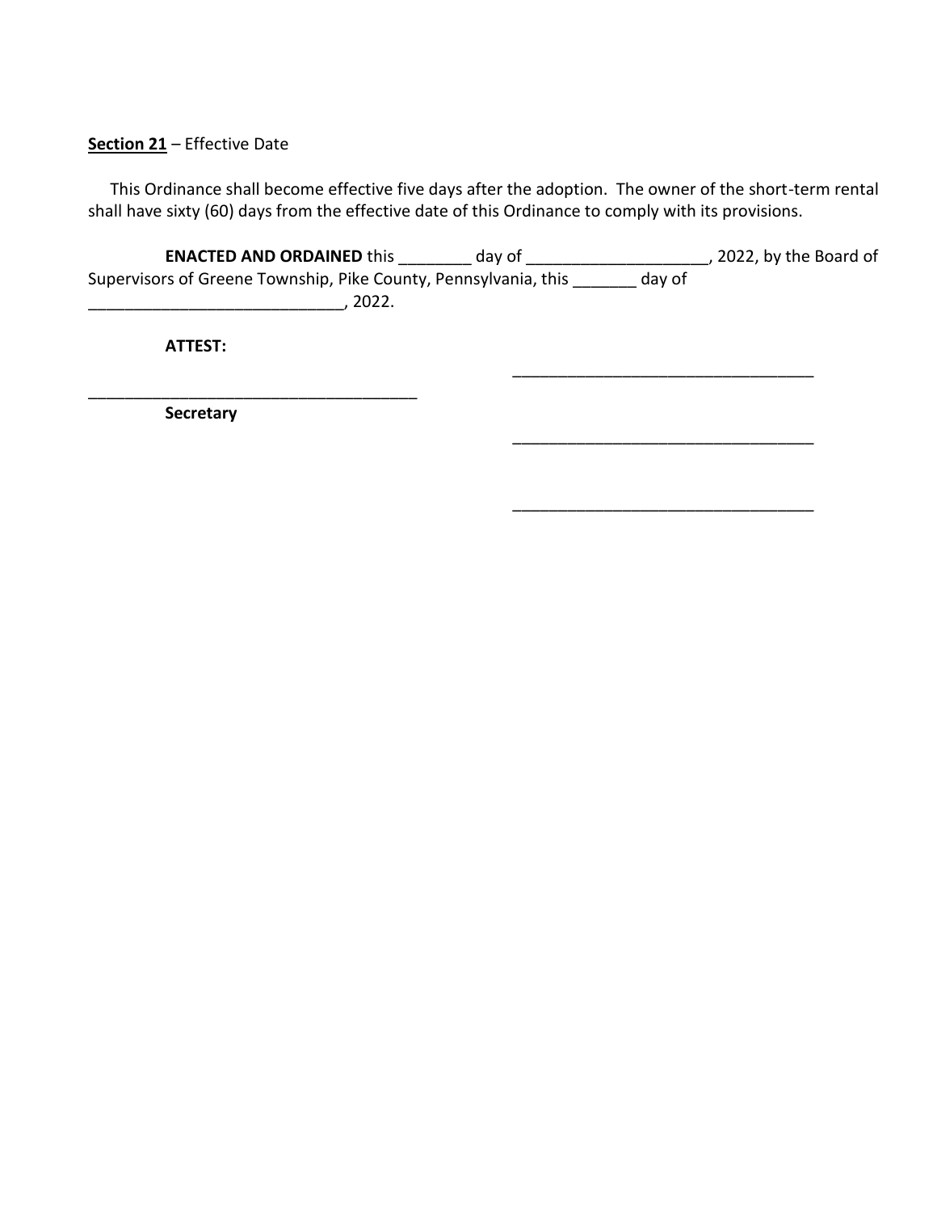**Section 21** – Effective Date

This Ordinance shall become effective five days after the adoption. The owner of the short-term rental shall have sixty (60) days from the effective date of this Ordinance to comply with its provisions.

**ENACTED AND ORDAINED** this ________ day of ____________________, 2022, by the Board of Supervisors of Greene Township, Pike County, Pennsylvania, this _______ day of ____________________________, 2022.

**ATTEST:**

__________________________________

_____________________________________
**Secretary**

__________________________________

__________________________________